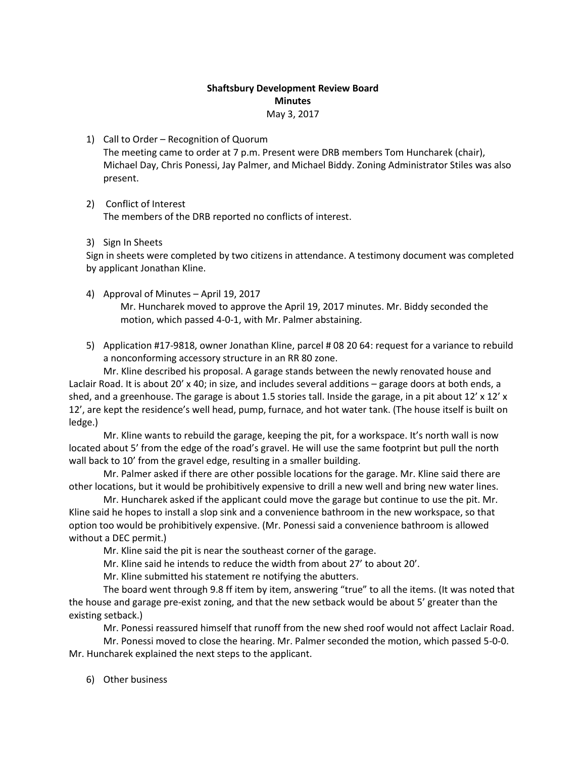**Shaftsbury Development Review Board**
**Minutes**
May 3, 2017

1) Call to Order – Recognition of Quorum
   The meeting came to order at 7 p.m. Present were DRB members Tom Huncharek (chair), Michael Day, Chris Ponessi, Jay Palmer, and Michael Biddy. Zoning Administrator Stiles was also present.

2) Conflict of Interest
   The members of the DRB reported no conflicts of interest.

3) Sign In Sheets
   Sign in sheets were completed by two citizens in attendance. A testimony document was completed by applicant Jonathan Kline.

4) Approval of Minutes – April 19, 2017
   Mr. Huncharek moved to approve the April 19, 2017 minutes. Mr. Biddy seconded the motion, which passed 4-0-1, with Mr. Palmer abstaining.

5) Application #17-9818, owner Jonathan Kline, parcel # 08 20 64: request for a variance to rebuild a nonconforming accessory structure in an RR 80 zone.

   Mr. Kline described his proposal. A garage stands between the newly renovated house and Laclair Road. It is about 20' x 40; in size, and includes several additions – garage doors at both ends, a shed, and a greenhouse. The garage is about 1.5 stories tall. Inside the garage, in a pit about 12' x 12' x 12', are kept the residence's well head, pump, furnace, and hot water tank. (The house itself is built on ledge.)

   Mr. Kline wants to rebuild the garage, keeping the pit, for a workspace. It's north wall is now located about 5' from the edge of the road's gravel. He will use the same footprint but pull the north wall back to 10' from the gravel edge, resulting in a smaller building.

   Mr. Palmer asked if there are other possible locations for the garage. Mr. Kline said there are other locations, but it would be prohibitively expensive to drill a new well and bring new water lines.

   Mr. Huncharek asked if the applicant could move the garage but continue to use the pit. Mr. Kline said he hopes to install a slop sink and a convenience bathroom in the new workspace, so that option too would be prohibitively expensive. (Mr. Ponessi said a convenience bathroom is allowed without a DEC permit.)

   Mr. Kline said the pit is near the southeast corner of the garage.

   Mr. Kline said he intends to reduce the width from about 27' to about 20'.

   Mr. Kline submitted his statement re notifying the abutters.

   The board went through 9.8 ff item by item, answering "true" to all the items. (It was noted that the house and garage pre-exist zoning, and that the new setback would be about 5' greater than the existing setback.)

   Mr. Ponessi reassured himself that runoff from the new shed roof would not affect Laclair Road.

   Mr. Ponessi moved to close the hearing. Mr. Palmer seconded the motion, which passed 5-0-0. Mr. Huncharek explained the next steps to the applicant.

6) Other business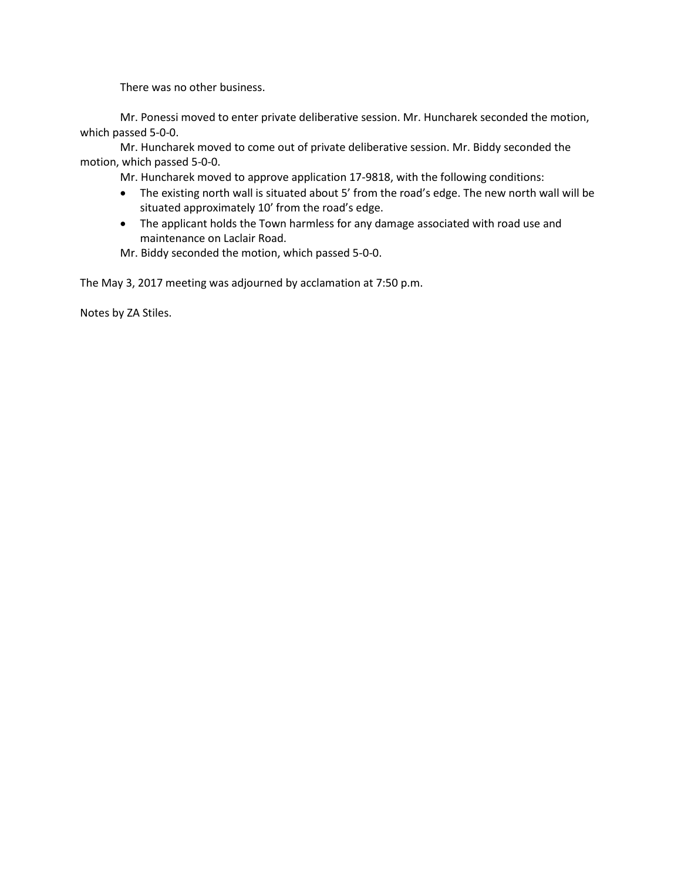There was no other business.

Mr. Ponessi moved to enter private deliberative session. Mr. Huncharek seconded the motion, which passed 5-0-0.

Mr. Huncharek moved to come out of private deliberative session. Mr. Biddy seconded the motion, which passed 5-0-0.

Mr. Huncharek moved to approve application 17-9818, with the following conditions:

- The existing north wall is situated about 5' from the road's edge. The new north wall will be situated approximately 10' from the road's edge.
- The applicant holds the Town harmless for any damage associated with road use and maintenance on Laclair Road.

Mr. Biddy seconded the motion, which passed 5-0-0.

The May 3, 2017 meeting was adjourned by acclamation at 7:50 p.m.

Notes by ZA Stiles.